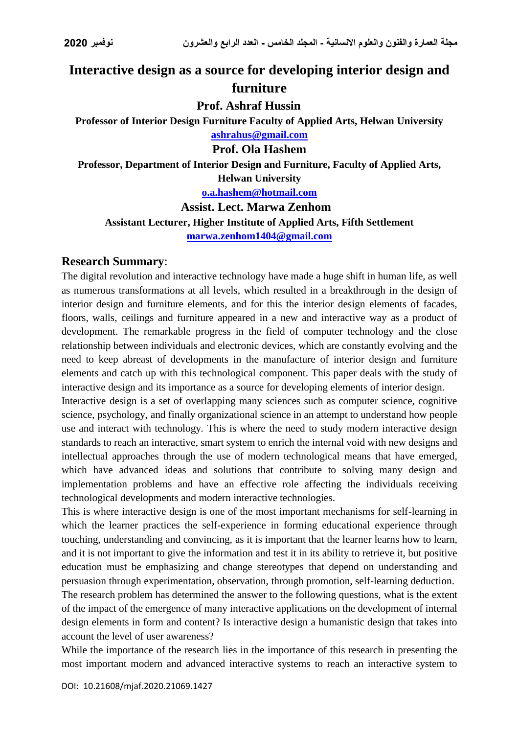# Interactive design as a source for developing interior design and furniture

**Prof. Ashraf Hussin**

**Professor of Interior Design Furniture Faculty of Applied Arts, Helwan University**

**ashrahus@gmail.com**

**Prof. Ola Hashem**

**Professor, Department of Interior Design and Furniture, Faculty of Applied Arts, Helwan University**

**o.a.hashem@hotmail.com**

**Assist. Lect. Marwa Zenhom**

**Assistant Lecturer, Higher Institute of Applied Arts, Fifth Settlement**

**marwa.zenhom1404@gmail.com**

## Research Summary:

The digital revolution and interactive technology have made a huge shift in human life, as well as numerous transformations at all levels, which resulted in a breakthrough in the design of interior design and furniture elements, and for this the interior design elements of facades, floors, walls, ceilings and furniture appeared in a new and interactive way as a product of development. The remarkable progress in the field of computer technology and the close relationship between individuals and electronic devices, which are constantly evolving and the need to keep abreast of developments in the manufacture of interior design and furniture elements and catch up with this technological component. This paper deals with the study of interactive design and its importance as a source for developing elements of interior design.

Interactive design is a set of overlapping many sciences such as computer science, cognitive science, psychology, and finally organizational science in an attempt to understand how people use and interact with technology. This is where the need to study modern interactive design standards to reach an interactive, smart system to enrich the internal void with new designs and intellectual approaches through the use of modern technological means that have emerged, which have advanced ideas and solutions that contribute to solving many design and implementation problems and have an effective role affecting the individuals receiving technological developments and modern interactive technologies.

This is where interactive design is one of the most important mechanisms for self-learning in which the learner practices the self-experience in forming educational experience through touching, understanding and convincing, as it is important that the learner learns how to learn, and it is not important to give the information and test it in its ability to retrieve it, but positive education must be emphasizing and change stereotypes that depend on understanding and persuasion through experimentation, observation, through promotion, self-learning deduction.

The research problem has determined the answer to the following questions, what is the extent of the impact of the emergence of many interactive applications on the development of internal design elements in form and content? Is interactive design a humanistic design that takes into account the level of user awareness?

While the importance of the research lies in the importance of this research in presenting the most important modern and advanced interactive systems to reach an interactive system to

DOI: 10.21608/mjaf.2020.21069.1427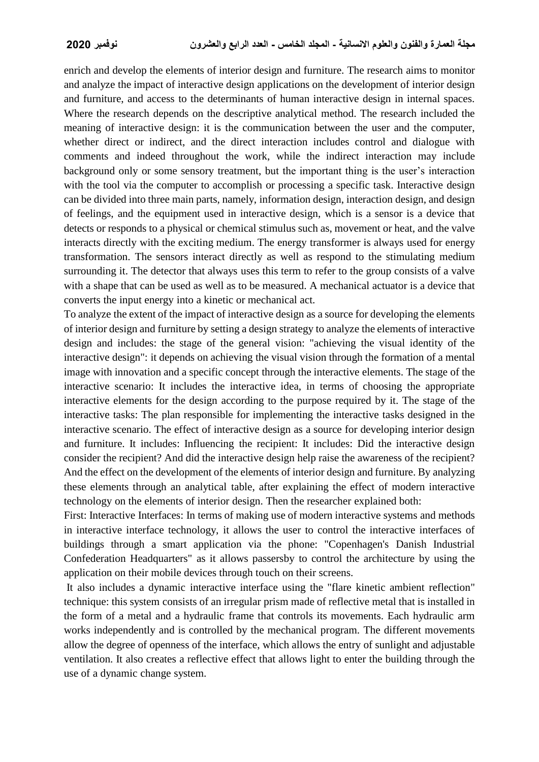enrich and develop the elements of interior design and furniture. The research aims to monitor and analyze the impact of interactive design applications on the development of interior design and furniture, and access to the determinants of human interactive design in internal spaces. Where the research depends on the descriptive analytical method. The research included the meaning of interactive design: it is the communication between the user and the computer, whether direct or indirect, and the direct interaction includes control and dialogue with comments and indeed throughout the work, while the indirect interaction may include background only or some sensory treatment, but the important thing is the user's interaction with the tool via the computer to accomplish or processing a specific task. Interactive design can be divided into three main parts, namely, information design, interaction design, and design of feelings, and the equipment used in interactive design, which is a sensor is a device that detects or responds to a physical or chemical stimulus such as, movement or heat, and the valve interacts directly with the exciting medium. The energy transformer is always used for energy transformation. The sensors interact directly as well as respond to the stimulating medium surrounding it. The detector that always uses this term to refer to the group consists of a valve with a shape that can be used as well as to be measured. A mechanical actuator is a device that converts the input energy into a kinetic or mechanical act.

To analyze the extent of the impact of interactive design as a source for developing the elements of interior design and furniture by setting a design strategy to analyze the elements of interactive design and includes: the stage of the general vision: "achieving the visual identity of the interactive design": it depends on achieving the visual vision through the formation of a mental image with innovation and a specific concept through the interactive elements. The stage of the interactive scenario: It includes the interactive idea, in terms of choosing the appropriate interactive elements for the design according to the purpose required by it. The stage of the interactive tasks: The plan responsible for implementing the interactive tasks designed in the interactive scenario. The effect of interactive design as a source for developing interior design and furniture. It includes: Influencing the recipient: It includes: Did the interactive design consider the recipient? And did the interactive design help raise the awareness of the recipient? And the effect on the development of the elements of interior design and furniture. By analyzing these elements through an analytical table, after explaining the effect of modern interactive technology on the elements of interior design. Then the researcher explained both:

First: Interactive Interfaces: In terms of making use of modern interactive systems and methods in interactive interface technology, it allows the user to control the interactive interfaces of buildings through a smart application via the phone: "Copenhagen's Danish Industrial Confederation Headquarters" as it allows passersby to control the architecture by using the application on their mobile devices through touch on their screens.

It also includes a dynamic interactive interface using the "flare kinetic ambient reflection" technique: this system consists of an irregular prism made of reflective metal that is installed in the form of a metal and a hydraulic frame that controls its movements. Each hydraulic arm works independently and is controlled by the mechanical program. The different movements allow the degree of openness of the interface, which allows the entry of sunlight and adjustable ventilation. It also creates a reflective effect that allows light to enter the building through the use of a dynamic change system.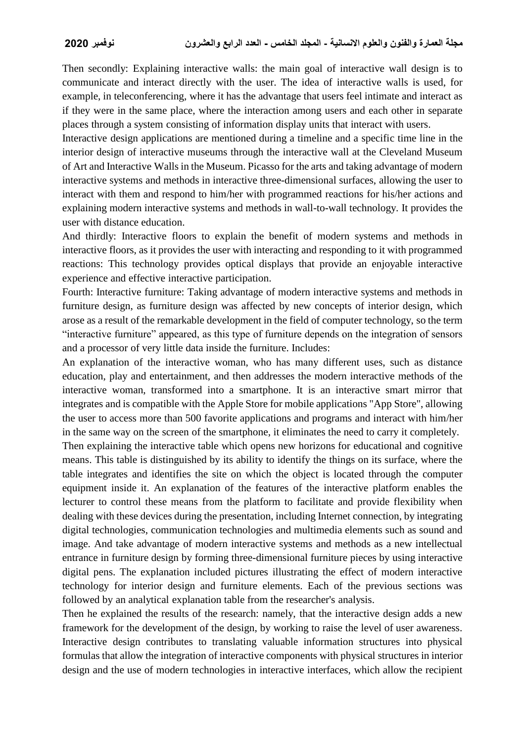Then secondly: Explaining interactive walls: the main goal of interactive wall design is to communicate and interact directly with the user. The idea of interactive walls is used, for example, in teleconferencing, where it has the advantage that users feel intimate and interact as if they were in the same place, where the interaction among users and each other in separate places through a system consisting of information display units that interact with users.

Interactive design applications are mentioned during a timeline and a specific time line in the interior design of interactive museums through the interactive wall at the Cleveland Museum of Art and Interactive Walls in the Museum. Picasso for the arts and taking advantage of modern interactive systems and methods in interactive three-dimensional surfaces, allowing the user to interact with them and respond to him/her with programmed reactions for his/her actions and explaining modern interactive systems and methods in wall-to-wall technology. It provides the user with distance education.

And thirdly: Interactive floors to explain the benefit of modern systems and methods in interactive floors, as it provides the user with interacting and responding to it with programmed reactions: This technology provides optical displays that provide an enjoyable interactive experience and effective interactive participation.

Fourth: Interactive furniture: Taking advantage of modern interactive systems and methods in furniture design, as furniture design was affected by new concepts of interior design, which arose as a result of the remarkable development in the field of computer technology, so the term "interactive furniture" appeared, as this type of furniture depends on the integration of sensors and a processor of very little data inside the furniture. Includes:

An explanation of the interactive woman, who has many different uses, such as distance education, play and entertainment, and then addresses the modern interactive methods of the interactive woman, transformed into a smartphone. It is an interactive smart mirror that integrates and is compatible with the Apple Store for mobile applications "App Store", allowing the user to access more than 500 favorite applications and programs and interact with him/her in the same way on the screen of the smartphone, it eliminates the need to carry it completely.

Then explaining the interactive table which opens new horizons for educational and cognitive means. This table is distinguished by its ability to identify the things on its surface, where the table integrates and identifies the site on which the object is located through the computer equipment inside it. An explanation of the features of the interactive platform enables the lecturer to control these means from the platform to facilitate and provide flexibility when dealing with these devices during the presentation, including Internet connection, by integrating digital technologies, communication technologies and multimedia elements such as sound and image. And take advantage of modern interactive systems and methods as a new intellectual entrance in furniture design by forming three-dimensional furniture pieces by using interactive digital pens. The explanation included pictures illustrating the effect of modern interactive technology for interior design and furniture elements. Each of the previous sections was followed by an analytical explanation table from the researcher's analysis.

Then he explained the results of the research: namely, that the interactive design adds a new framework for the development of the design, by working to raise the level of user awareness. Interactive design contributes to translating valuable information structures into physical formulas that allow the integration of interactive components with physical structures in interior design and the use of modern technologies in interactive interfaces, which allow the recipient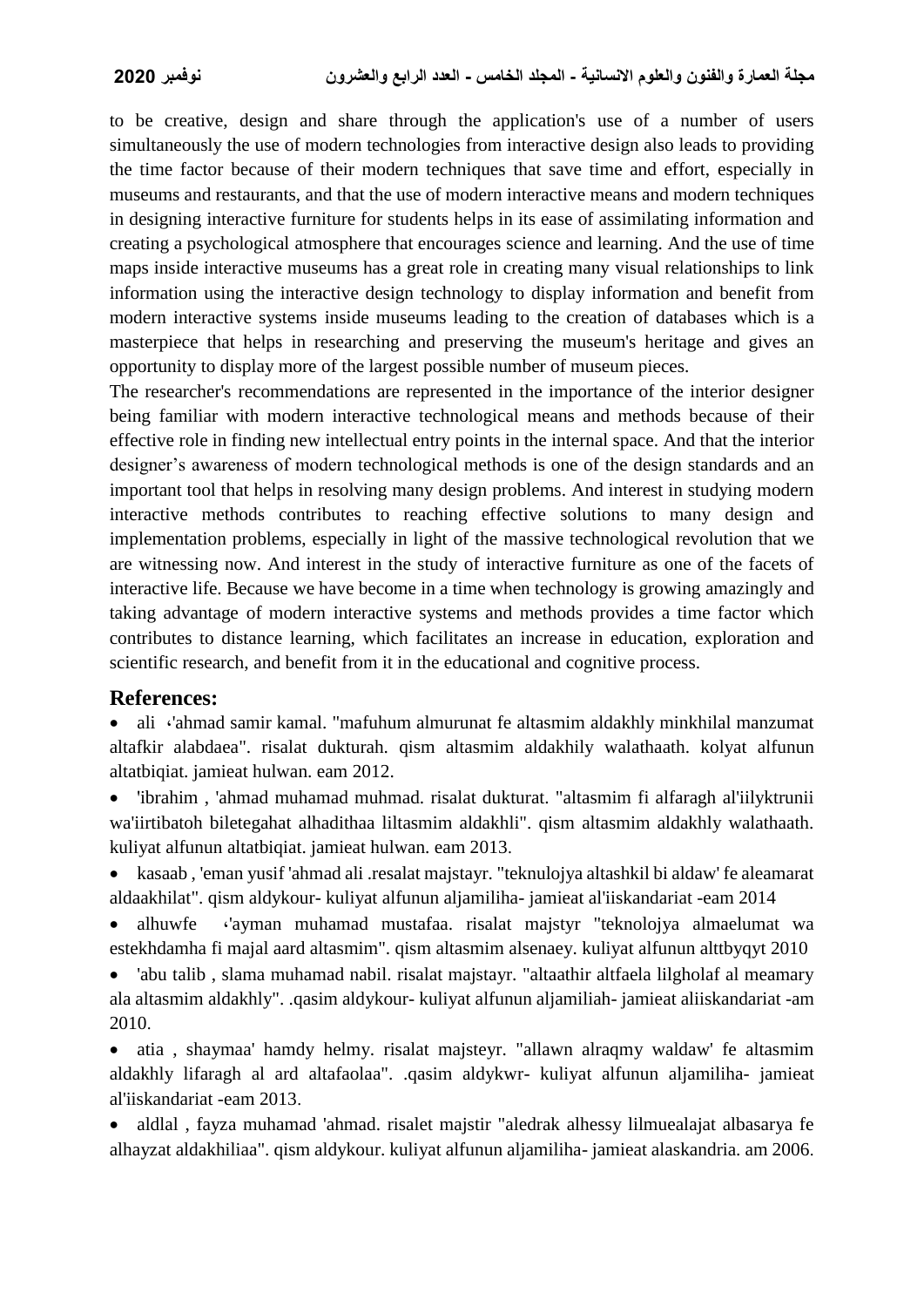to be creative, design and share through the application's use of a number of users simultaneously the use of modern technologies from interactive design also leads to providing the time factor because of their modern techniques that save time and effort, especially in museums and restaurants, and that the use of modern interactive means and modern techniques in designing interactive furniture for students helps in its ease of assimilating information and creating a psychological atmosphere that encourages science and learning. And the use of time maps inside interactive museums has a great role in creating many visual relationships to link information using the interactive design technology to display information and benefit from modern interactive systems inside museums leading to the creation of databases which is a masterpiece that helps in researching and preserving the museum's heritage and gives an opportunity to display more of the largest possible number of museum pieces.

The researcher's recommendations are represented in the importance of the interior designer being familiar with modern interactive technological means and methods because of their effective role in finding new intellectual entry points in the internal space. And that the interior designer's awareness of modern technological methods is one of the design standards and an important tool that helps in resolving many design problems. And interest in studying modern interactive methods contributes to reaching effective solutions to many design and implementation problems, especially in light of the massive technological revolution that we are witnessing now. And interest in the study of interactive furniture as one of the facets of interactive life. Because we have become in a time when technology is growing amazingly and taking advantage of modern interactive systems and methods provides a time factor which contributes to distance learning, which facilitates an increase in education, exploration and scientific research, and benefit from it in the educational and cognitive process.

## References:

- ali ،'ahmad samir kamal. "mafuhum almurunat fe altasmim aldakhly minkhilal manzumat altafkir alabdaea". risalat dukturah. qism altasmim aldakhily walathaath. kolyat alfunun altatbiqiat. jamieat hulwan. eam 2012.
- 'ibrahim , 'ahmad muhamad muhmad. risalat dukturat. "altasmim fi alfaragh al'iilyktrunii wa'iirtibatoh biletegahat alhadithaa liltasmim aldakhli". qism altasmim aldakhly walathaath. kuliyat alfunun altatbiqiat. jamieat hulwan. eam 2013.
- kasaab , 'eman yusif 'ahmad ali .resalat majstayr. "teknulojya altashkil bi aldaw' fe aleamarat aldaakhilat". qism aldykour- kuliyat alfunun aljamiliha- jamieat al'iiskandariat -eam 2014
- alhuwfe ،'ayman muhamad mustafaa. risalat majstyr "teknolojya almaelumat wa estekhdamha fi majal aard altasmim". qism altasmim alsenaey. kuliyat alfunun alttbyqyt 2010
- 'abu talib , slama muhamad nabil. risalat majstayr. "altaathir altfaela lilgholaf al meamary ala altasmim aldakhly". .qasim aldykour- kuliyat alfunun aljamiliah- jamieat aliiskandariat -am 2010.
- atia , shaymaa' hamdy helmy. risalat majsteyr. "allawn alraqmy waldaw' fe altasmim aldakhly lifaragh al ard altafaolaa". .qasim aldykwr- kuliyat alfunun aljamiliha- jamieat al'iiskandariat -eam 2013.
- aldlal , fayza muhamad 'ahmad. risalet majstir "aledrak alhessy lilmuealajat albasarya fe alhayzat aldakhiliaa". qism aldykour. kuliyat alfunun aljamiliha- jamieat alaskandria. am 2006.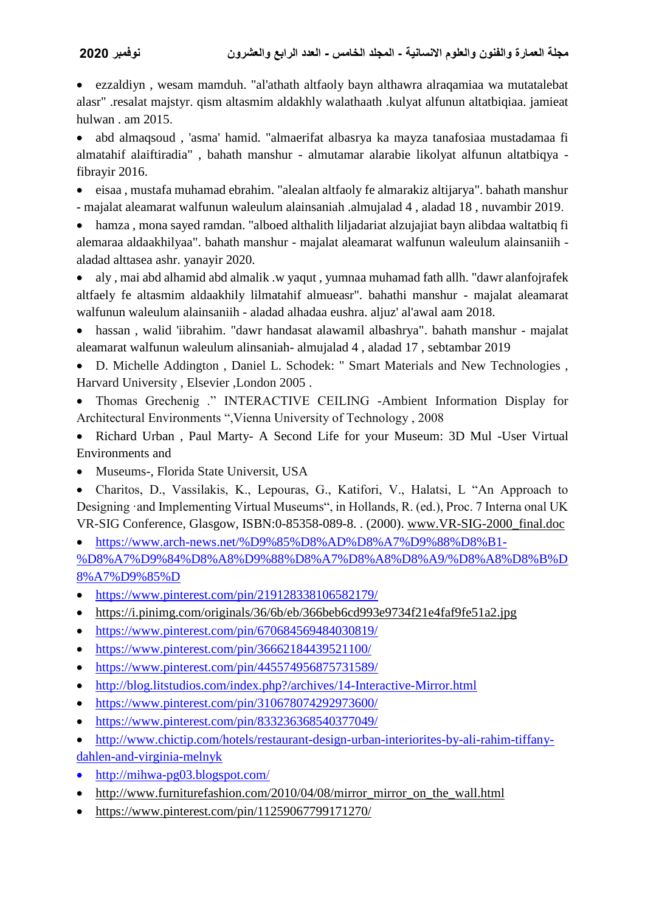- ezzaldiyn , wesam mamduh. "al'athath altfaoly bayn althawra alraqamiaa wa mutatalebat alasr" .resalat majstyr. qism altasmim aldakhly walathaath .kulyat alfunun altatbiqiaa. jamieat hulwan . am 2015.
- abd almaqsoud , 'asma' hamid. "almaerifat albasrya ka mayza tanafosiaa mustadamaa fi almatahif alaiftiradia" , bahath manshur - almutamar alarabie likolyat alfunun altatbiqya - fibrayir 2016.
- eisaa , mustafa muhamad ebrahim. "alealan altfaoly fe almarakiz altijarya". bahath manshur - majalat aleamarat walfunun waleulum alainsaniah .almujalad 4 , aladad 18 , nuvambir 2019.
- hamza , mona sayed ramdan. "alboed althalith liljadariat alzujajiat bayn alibdaa waltatbiq fi alemaraa aldaakhilyaa". bahath manshur - majalat aleamarat walfunun waleulum alainsaniih - aladad alttasea ashr. yanayir 2020.
- aly , mai abd alhamid abd almalik .w yaqut , yumnaa muhamad fath allh. "dawr alanfojrafek altfaely fe altasmim aldaakhily lilmatahif almueasr". bahathi manshur - majalat aleamarat walfunun waleulum alainsaniih - aladad alhadaa eushra. aljuz' al'awal aam 2018.
- hassan , walid 'iibrahim. "dawr handasat alawamil albashrya". bahath manshur - majalat aleamarat walfunun waleulum alinsaniah- almujalad 4 , aladad 17 , sebtambar 2019
- D. Michelle Addington , Daniel L. Schodek: " Smart Materials and New Technologies , Harvard University , Elsevier ,London 2005 .
- Thomas Grechenig ." INTERACTIVE CEILING -Ambient Information Display for Architectural Environments ",Vienna University of Technology , 2008
- Richard Urban , Paul Marty- A Second Life for your Museum: 3D Mul -User Virtual Environments and
- Museums-, Florida State Universit, USA
- Charitos, D., Vassilakis, K., Lepouras, G., Katifori, V., Halatsi, L "An Approach to Designing ·and Implementing Virtual Museums", in Hollands, R. (ed.), Proc. 7 Interna onal UK VR-SIG Conference, Glasgow, ISBN:0-85358-089-8. . (2000). www.VR-SIG-2000_final.doc
- https://www.arch-news.net/%D9%85%D8%AD%D8%A7%D9%88%D8%B1-%D8%A7%D9%84%D8%A8%D9%88%D8%A7%D8%A8%D8%A9/%D8%A8%D8%B%D8%A7%D9%85%D
- https://www.pinterest.com/pin/219128338106582179/
- https://i.pinimg.com/originals/36/6b/eb/366beb6cd993e9734f21e4faf9fe51a2.jpg
- https://www.pinterest.com/pin/670684569484030819/
- https://www.pinterest.com/pin/366621844395211100/
- https://www.pinterest.com/pin/445574956875731589/
- http://blog.litstudios.com/index.php?/archives/14-Interactive-Mirror.html
- https://www.pinterest.com/pin/310678074292973600/
- https://www.pinterest.com/pin/833236368540377049/
- http://www.chictip.com/hotels/restaurant-design-urban-interiorites-by-ali-rahim-tiffany-dahlen-and-virginia-melnyk
- http://mihwa-pg03.blogspot.com/
- http://www.furniturefashion.com/2010/04/08/mirror_mirror_on_the_wall.html
- https://www.pinterest.com/pin/11259067799171270/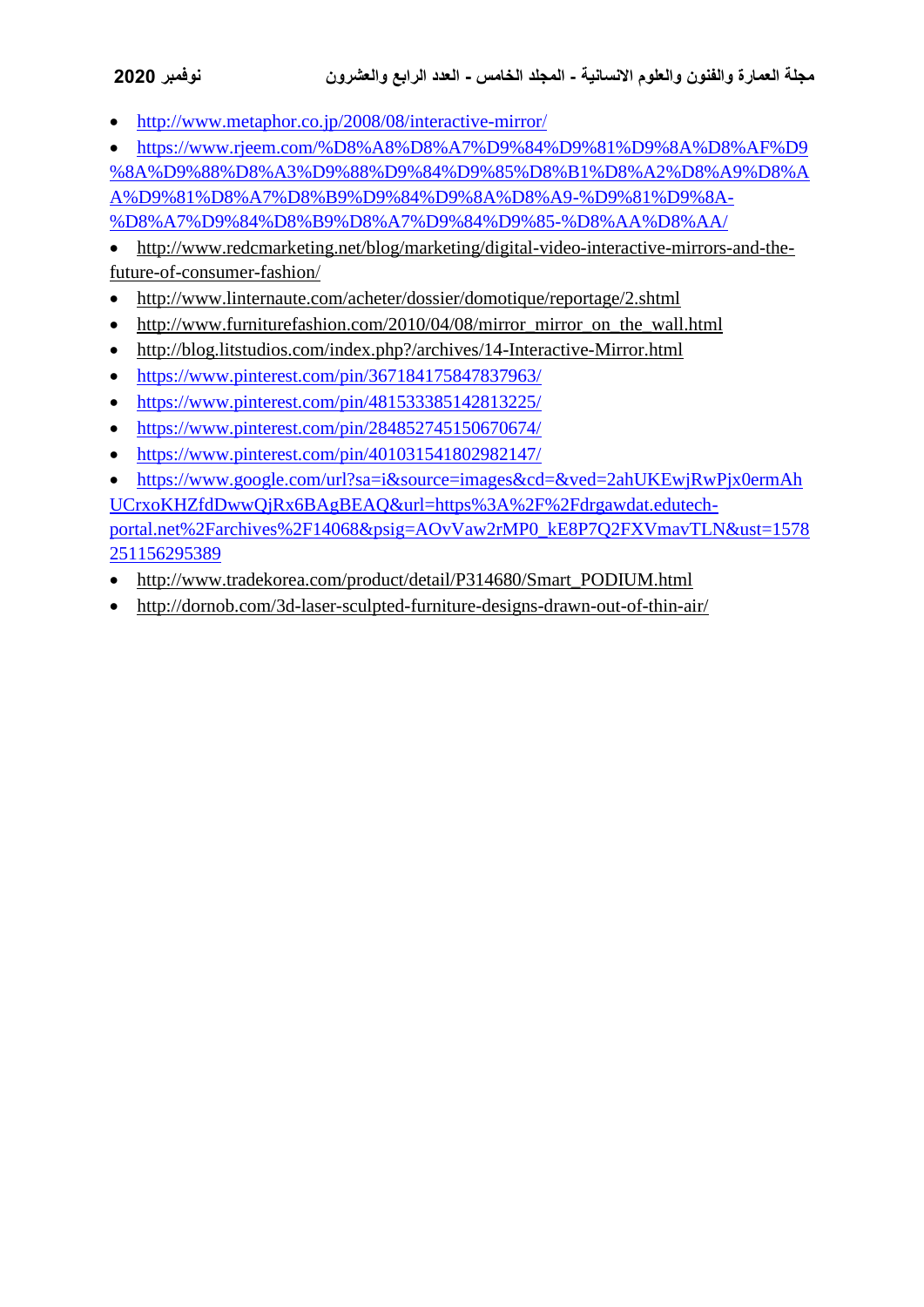- http://www.metaphor.co.jp/2008/08/interactive-mirror/
- https://www.rjeem.com/%D8%A8%D8%A7%D9%84%D9%81%D9%8A%D8%AF%D9%8A%D9%88%D8%A3%D9%88%D9%84%D9%85%D8%B1%D8%A2%D8%A9%D8%AA%D9%81%D8%A7%D8%B9%D9%84%D9%8A%D8%A9-%D9%81%D9%8A-%D8%A7%D9%84%D8%B9%D8%A7%D9%84%D9%85-%D8%AA%D8%AA/
- http://www.redcmarketing.net/blog/marketing/digital-video-interactive-mirrors-and-the-future-of-consumer-fashion/
- http://www.linternaute.com/acheter/dossier/domotique/reportage/2.shtml
- http://www.furniturefashion.com/2010/04/08/mirror_mirror_on_the_wall.html
- http://blog.litstudios.com/index.php?/archives/14-Interactive-Mirror.html
- https://www.pinterest.com/pin/367184175847837963/
- https://www.pinterest.com/pin/481533385142813225/
- https://www.pinterest.com/pin/284852745150670674/
- https://www.pinterest.com/pin/401031541802982147/
- https://www.google.com/url?sa=i&source=images&cd=&ved=2ahUKEwjRwPjx0ermAhUCrxoKHZfdDwwQjRx6BAgBEAQ&url=https%3A%2F%2Fdrgawdat.edutech-portal.net%2Farchives%2F14068&psig=AOvVaw2rMP0_kE8P7Q2FXVmavTLN&ust=1578251156295389
- http://www.tradekorea.com/product/detail/P314680/Smart_PODIUM.html
- http://dornob.com/3d-laser-sculpted-furniture-designs-drawn-out-of-thin-air/